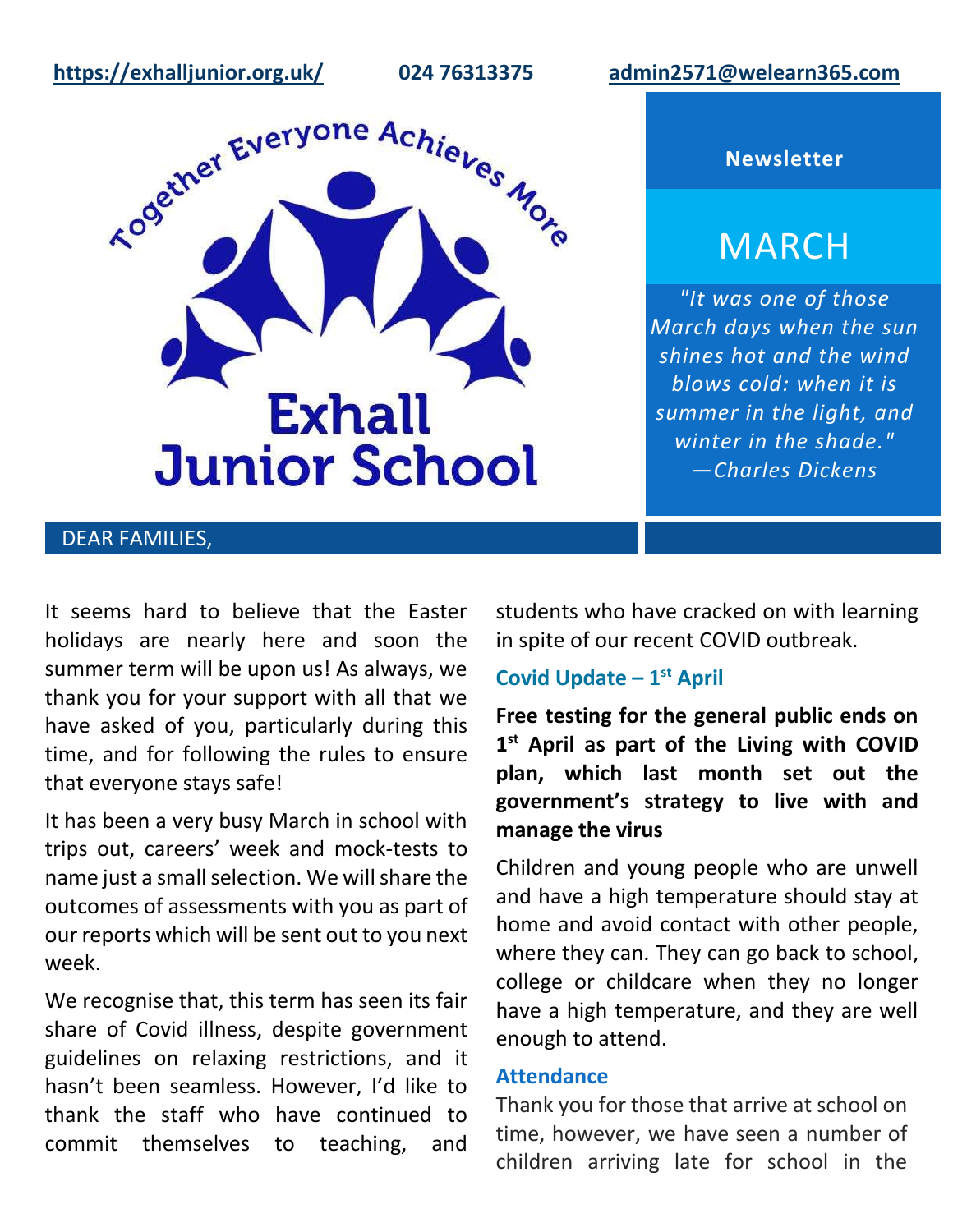https://exhalljunior.org.uk/ 024 76313375 admin2571@welearn365.com

Together Everyone Achieves More

# Exhall Junior School

**Newsletter**

# MARCH

*"It was one of those March days when the sun shines hot and the wind blows cold: when it is summer in the light, and winter in the shade." —Charles Dickens*

## DEAR FAMILIES,

It seems hard to believe that the Easter holidays are nearly here and soon the summer term will be upon us! As always, we thank you for your support with all that we have asked of you, particularly during this time, and for following the rules to ensure that everyone stays safe!

It has been a very busy March in school with trips out, careers' week and mock-tests to name just a small selection. We will share the outcomes of assessments with you as part of our reports which will be sent out to you next week.

We recognise that, this term has seen its fair share of Covid illness, despite government guidelines on relaxing restrictions, and it hasn't been seamless. However, I'd like to thank the staff who have continued to commit themselves to teaching, and students who have cracked on with learning in spite of our recent COVID outbreak.

### Covid Update – 1st April

**Free testing for the general public ends on 1st April as part of the Living with COVID plan, which last month set out the government's strategy to live with and manage the virus**

Children and young people who are unwell and have a high temperature should stay at home and avoid contact with other people, where they can. They can go back to school, college or childcare when they no longer have a high temperature, and they are well enough to attend.

### Attendance

Thank you for those that arrive at school on time, however, we have seen a number of children arriving late for school in the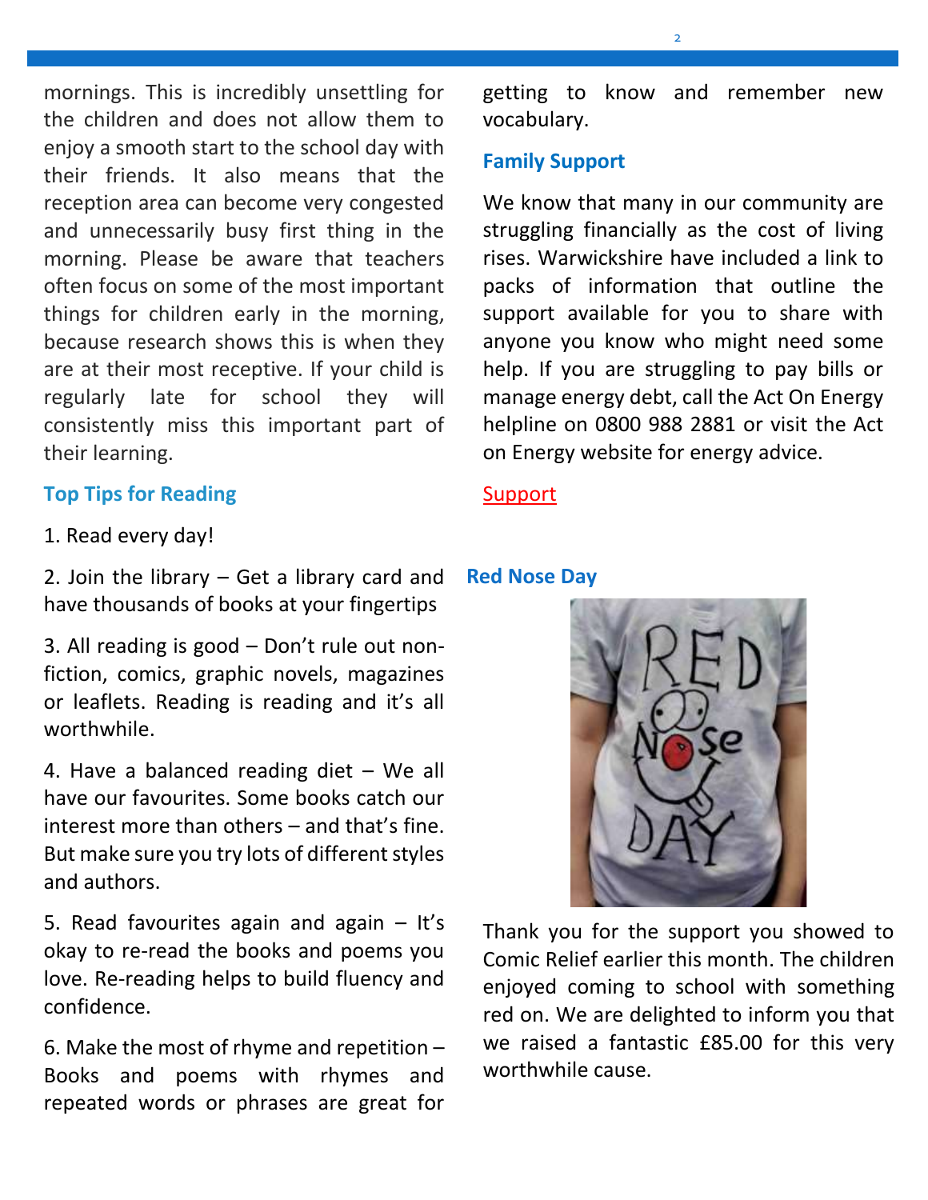mornings. This is incredibly unsettling for the children and does not allow them to enjoy a smooth start to the school day with their friends. It also means that the reception area can become very congested and unnecessarily busy first thing in the morning. Please be aware that teachers often focus on some of the most important things for children early in the morning, because research shows this is when they are at their most receptive. If your child is regularly late for school they will consistently miss this important part of their learning.

### Top Tips for Reading

1. Read every day!

2. Join the library – Get a library card and have thousands of books at your fingertips

3. All reading is good – Don't rule out non-fiction, comics, graphic novels, magazines or leaflets. Reading is reading and it's all worthwhile.

4. Have a balanced reading diet – We all have our favourites. Some books catch our interest more than others – and that's fine. But make sure you try lots of different styles and authors.

5. Read favourites again and again – It's okay to re-read the books and poems you love. Re-reading helps to build fluency and confidence.

6. Make the most of rhyme and repetition – Books and poems with rhymes and repeated words or phrases are great for getting to know and remember new vocabulary.

### Family Support

We know that many in our community are struggling financially as the cost of living rises. Warwickshire have included a link to packs of information that outline the support available for you to share with anyone you know who might need some help. If you are struggling to pay bills or manage energy debt, call the Act On Energy helpline on 0800 988 2881 or visit the Act on Energy website for energy advice.

Support

### Red Nose Day

Thank you for the support you showed to Comic Relief earlier this month. The children enjoyed coming to school with something red on. We are delighted to inform you that we raised a fantastic £85.00 for this very worthwhile cause.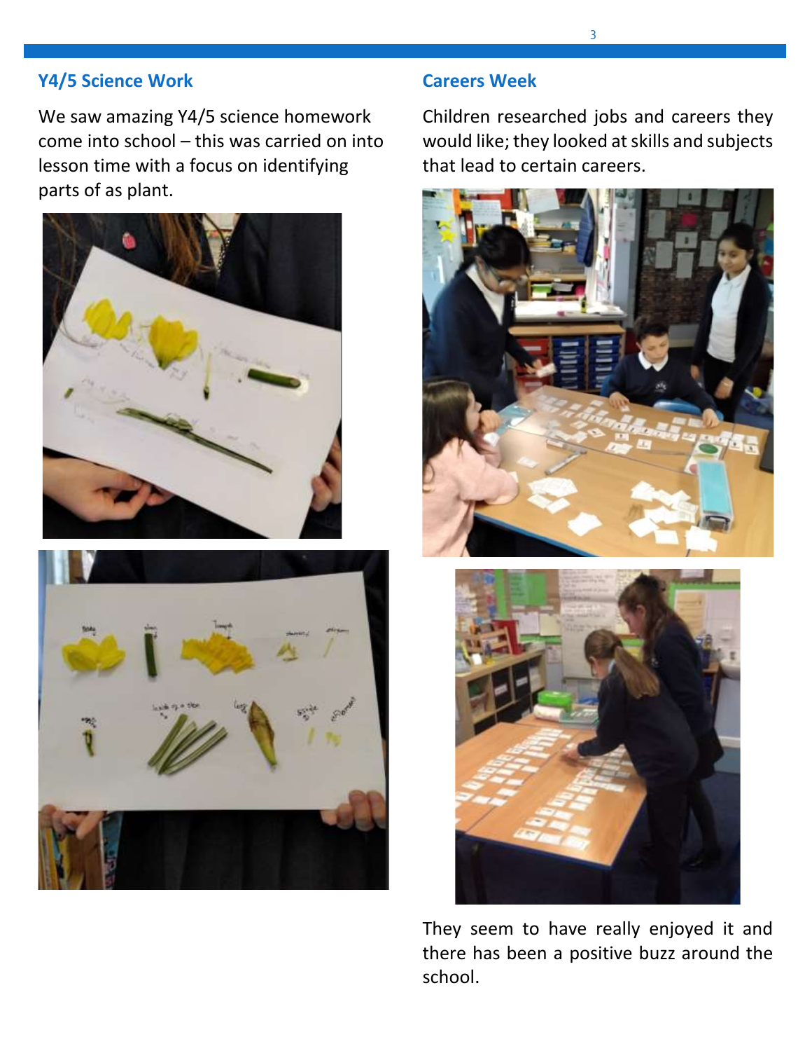## Y4/5 Science Work

We saw amazing Y4/5 science homework come into school – this was carried on into lesson time with a focus on identifying parts of as plant.

## Careers Week

Children researched jobs and careers they would like; they looked at skills and subjects that lead to certain careers.

They seem to have really enjoyed it and there has been a positive buzz around the school.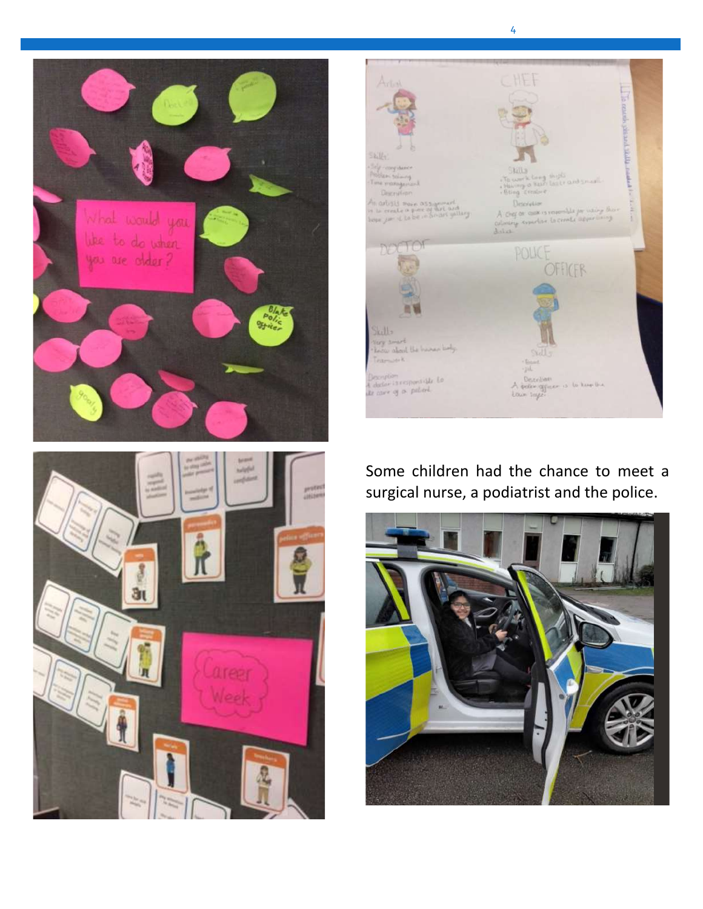Some children had the chance to meet a surgical nurse, a podiatrist and the police.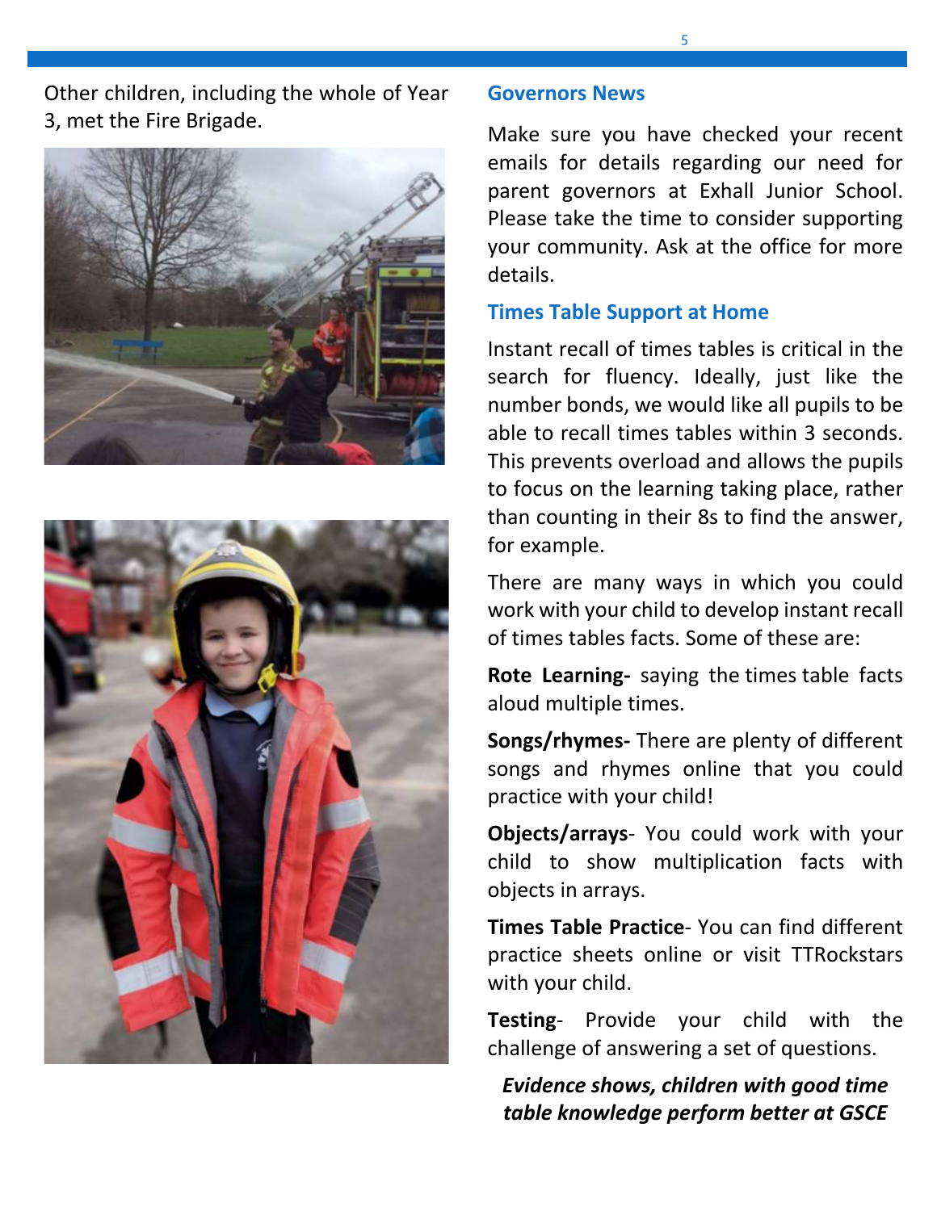Other children, including the whole of Year 3, met the Fire Brigade.

## Governors News

Make sure you have checked your recent emails for details regarding our need for parent governors at Exhall Junior School. Please take the time to consider supporting your community. Ask at the office for more details.

## Times Table Support at Home

Instant recall of times tables is critical in the search for fluency. Ideally, just like the number bonds, we would like all pupils to be able to recall times tables within 3 seconds. This prevents overload and allows the pupils to focus on the learning taking place, rather than counting in their 8s to find the answer, for example.

There are many ways in which you could work with your child to develop instant recall of times tables facts. Some of these are:

**Rote Learning-** saying the times table facts aloud multiple times.

**Songs/rhymes-** There are plenty of different songs and rhymes online that you could practice with your child!

**Objects/arrays**- You could work with your child to show multiplication facts with objects in arrays.

**Times Table Practice**- You can find different practice sheets online or visit TTRockstars with your child.

**Testing**- Provide your child with the challenge of answering a set of questions.

***Evidence shows, children with good time table knowledge perform better at GSCE***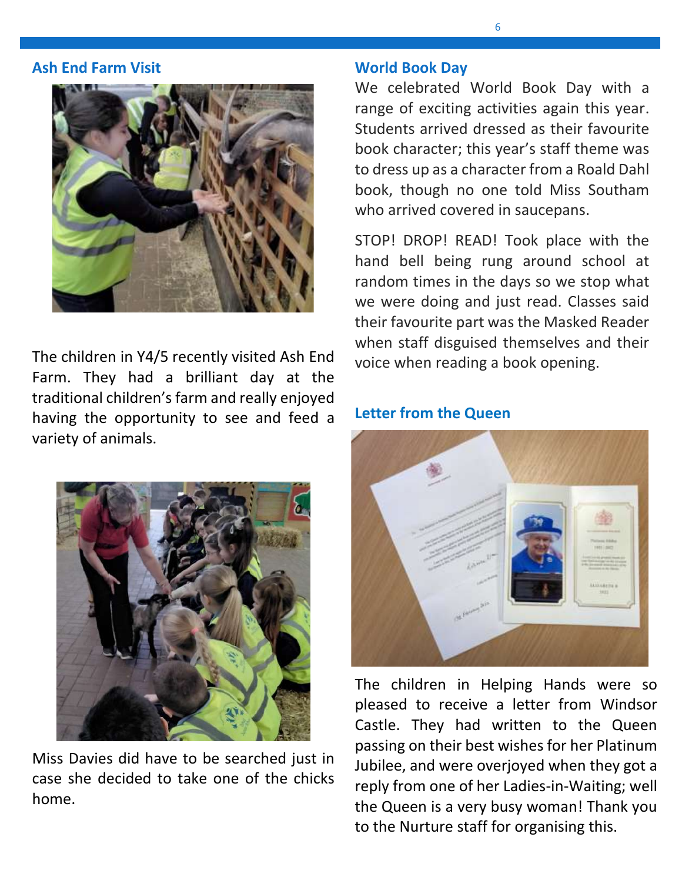## Ash End Farm Visit

The children in Y4/5 recently visited Ash End Farm. They had a brilliant day at the traditional children's farm and really enjoyed having the opportunity to see and feed a variety of animals.

Miss Davies did have to be searched just in case she decided to take one of the chicks home.

## World Book Day

We celebrated World Book Day with a range of exciting activities again this year. Students arrived dressed as their favourite book character; this year's staff theme was to dress up as a character from a Roald Dahl book, though no one told Miss Southam who arrived covered in saucepans.

STOP! DROP! READ! Took place with the hand bell being rung around school at random times in the days so we stop what we were doing and just read. Classes said their favourite part was the Masked Reader when staff disguised themselves and their voice when reading a book opening.

## Letter from the Queen

The children in Helping Hands were so pleased to receive a letter from Windsor Castle. They had written to the Queen passing on their best wishes for her Platinum Jubilee, and were overjoyed when they got a reply from one of her Ladies-in-Waiting; well the Queen is a very busy woman! Thank you to the Nurture staff for organising this.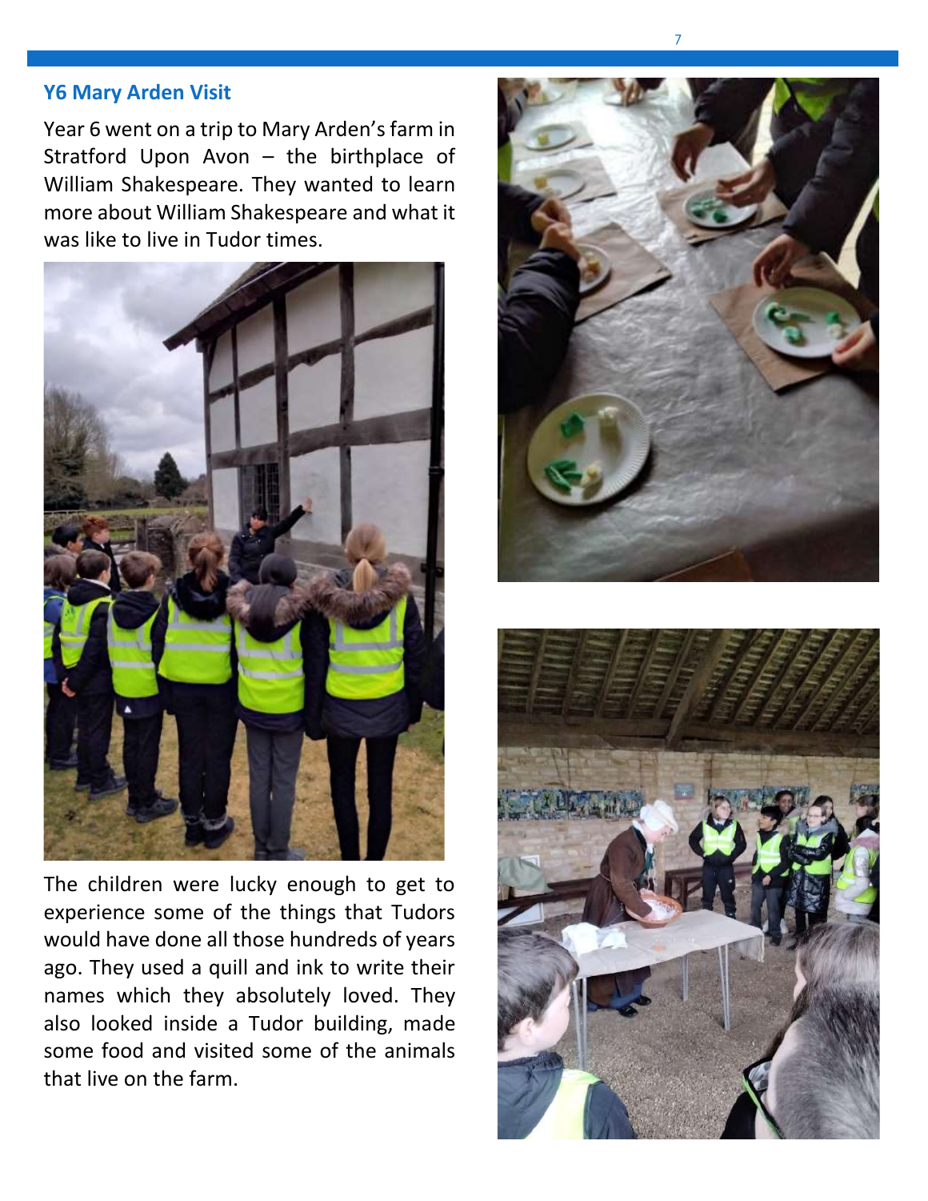## Y6 Mary Arden Visit

Year 6 went on a trip to Mary Arden's farm in Stratford Upon Avon – the birthplace of William Shakespeare. They wanted to learn more about William Shakespeare and what it was like to live in Tudor times.

The children were lucky enough to get to experience some of the things that Tudors would have done all those hundreds of years ago. They used a quill and ink to write their names which they absolutely loved. They also looked inside a Tudor building, made some food and visited some of the animals that live on the farm.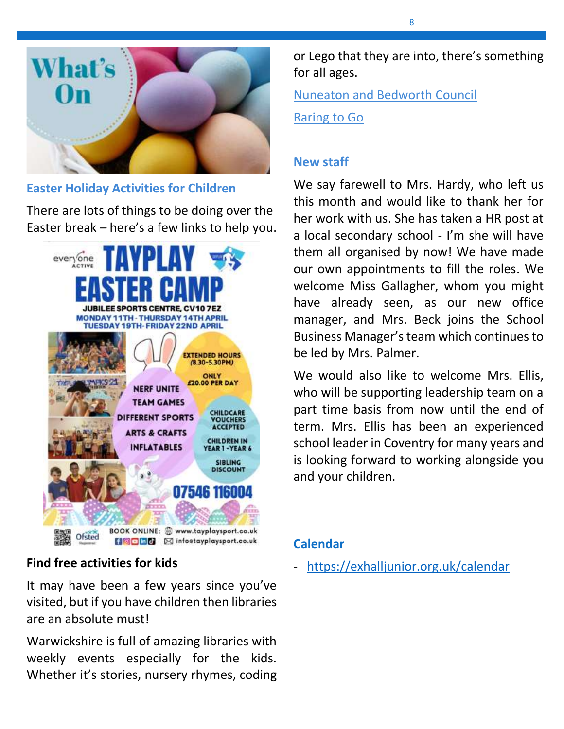## Easter Holiday Activities for Children

There are lots of things to be doing over the Easter break – here's a few links to help you.

everyone ACTIVE

TAYPLAY EASTER CAMP

JUBILEE SPORTS CENTRE, CV10 7EZ

MONDAY 11TH - THURSDAY 14TH APRIL

TUESDAY 19TH- FRIDAY 22ND APRIL

EXTENDED HOURS (8.30-5.30PM)

ONLY £20.00 PER DAY

NERF UNITE

TEAM GAMES

DIFFERENT SPORTS

ARTS & CRAFTS

INFLATABLES

CHILDCARE VOUCHERS ACCEPTED

CHILDREN IN YEAR 1 -YEAR 6

SIBLING DISCOUNT

07546 116004

BOOK ONLINE: www.tayplaysport.co.uk

info@tayplaysport.co.uk

**Find free activities for kids**

It may have been a few years since you've visited, but if you have children then libraries are an absolute must!

Warwickshire is full of amazing libraries with weekly events especially for the kids. Whether it's stories, nursery rhymes, coding or Lego that they are into, there's something for all ages.

[Nuneaton and Bedworth Council]

[Raring to Go]

## New staff

We say farewell to Mrs. Hardy, who left us this month and would like to thank her for her work with us. She has taken a HR post at a local secondary school - I'm she will have them all organised by now! We have made our own appointments to fill the roles. We welcome Miss Gallagher, whom you might have already seen, as our new office manager, and Mrs. Beck joins the School Business Manager's team which continues to be led by Mrs. Palmer.

We would also like to welcome Mrs. Ellis, who will be supporting leadership team on a part time basis from now until the end of term. Mrs. Ellis has been an experienced school leader in Coventry for many years and is looking forward to working alongside you and your children.

## Calendar

- https://exhalljunior.org.uk/calendar